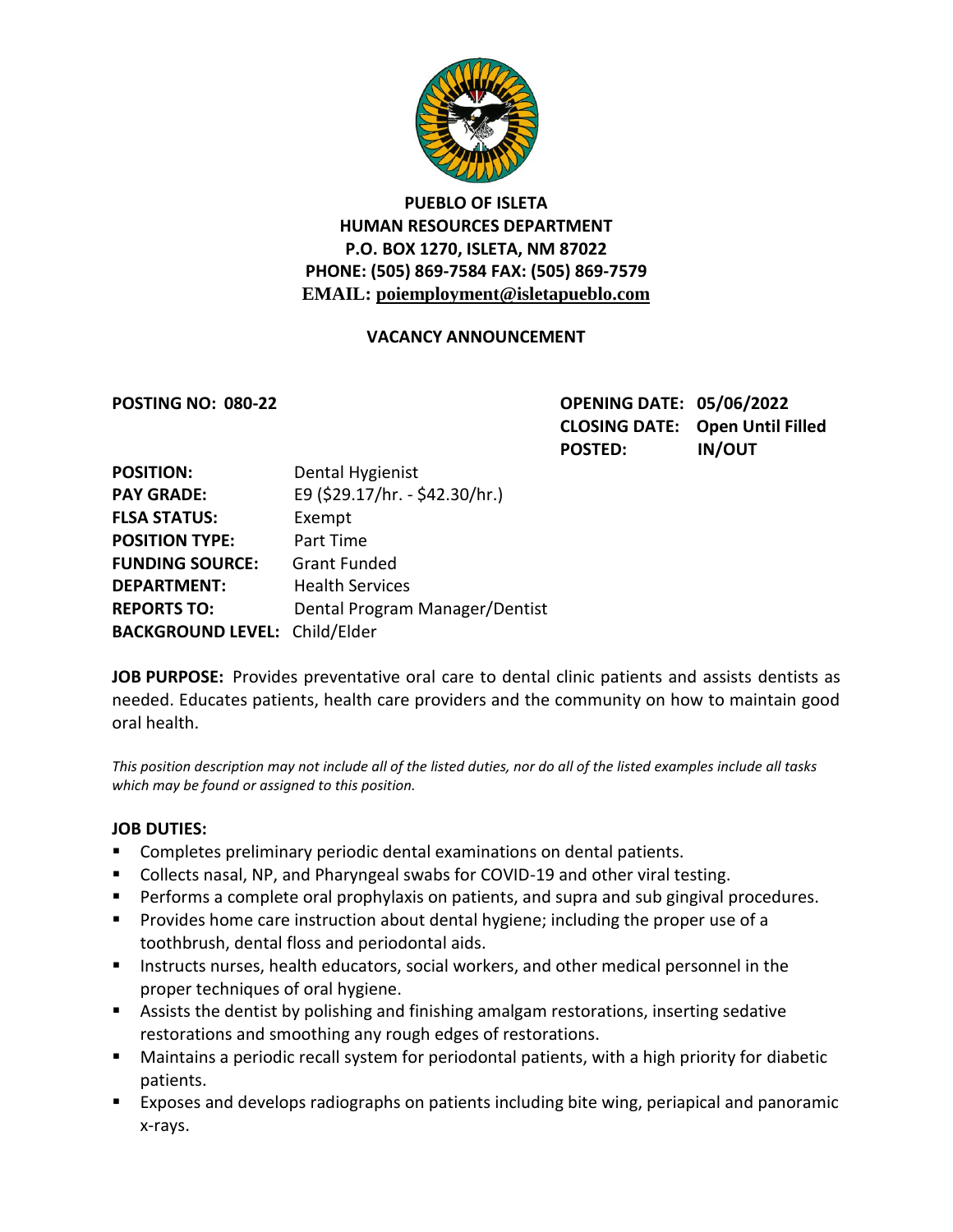**PUEBLO OF ISLETA**
**HUMAN RESOURCES DEPARTMENT**
**P.O. BOX 1270, ISLETA, NM 87022**
**PHONE: (505) 869-7584 FAX: (505) 869-7579**
**EMAIL: poiemployment@isletapueblo.com**

## VACANCY ANNOUNCEMENT

**POSTING NO: 080-22**

**OPENING DATE: 05/06/2022**
**CLOSING DATE: Open Until Filled**
**POSTED: IN/OUT**

**POSITION:** Dental Hygienist
**PAY GRADE:** E9 ($29.17/hr. - $42.30/hr.)
**FLSA STATUS:** Exempt
**POSITION TYPE:** Part Time
**FUNDING SOURCE:** Grant Funded
**DEPARTMENT:** Health Services
**REPORTS TO:** Dental Program Manager/Dentist
**BACKGROUND LEVEL:** Child/Elder

**JOB PURPOSE:** Provides preventative oral care to dental clinic patients and assists dentists as needed. Educates patients, health care providers and the community on how to maintain good oral health.

*This position description may not include all of the listed duties, nor do all of the listed examples include all tasks which may be found or assigned to this position.*

**JOB DUTIES:**

- Completes preliminary periodic dental examinations on dental patients.
- Collects nasal, NP, and Pharyngeal swabs for COVID-19 and other viral testing.
- Performs a complete oral prophylaxis on patients, and supra and sub gingival procedures.
- Provides home care instruction about dental hygiene; including the proper use of a toothbrush, dental floss and periodontal aids.
- Instructs nurses, health educators, social workers, and other medical personnel in the proper techniques of oral hygiene.
- Assists the dentist by polishing and finishing amalgam restorations, inserting sedative restorations and smoothing any rough edges of restorations.
- Maintains a periodic recall system for periodontal patients, with a high priority for diabetic patients.
- Exposes and develops radiographs on patients including bite wing, periapical and panoramic x-rays.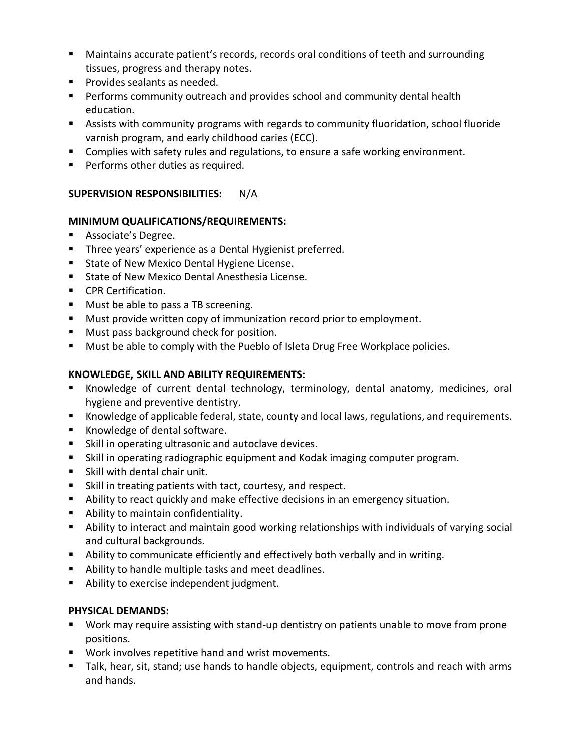- Maintains accurate patient's records, records oral conditions of teeth and surrounding tissues, progress and therapy notes.
- Provides sealants as needed.
- Performs community outreach and provides school and community dental health education.
- Assists with community programs with regards to community fluoridation, school fluoride varnish program, and early childhood caries (ECC).
- Complies with safety rules and regulations, to ensure a safe working environment.
- Performs other duties as required.

**SUPERVISION RESPONSIBILITIES:** N/A

**MINIMUM QUALIFICATIONS/REQUIREMENTS:**

- Associate's Degree.
- Three years' experience as a Dental Hygienist preferred.
- State of New Mexico Dental Hygiene License.
- State of New Mexico Dental Anesthesia License.
- CPR Certification.
- Must be able to pass a TB screening.
- Must provide written copy of immunization record prior to employment.
- Must pass background check for position.
- Must be able to comply with the Pueblo of Isleta Drug Free Workplace policies.

**KNOWLEDGE, SKILL AND ABILITY REQUIREMENTS:**

- Knowledge of current dental technology, terminology, dental anatomy, medicines, oral hygiene and preventive dentistry.
- Knowledge of applicable federal, state, county and local laws, regulations, and requirements.
- Knowledge of dental software.
- Skill in operating ultrasonic and autoclave devices.
- Skill in operating radiographic equipment and Kodak imaging computer program.
- Skill with dental chair unit.
- Skill in treating patients with tact, courtesy, and respect.
- Ability to react quickly and make effective decisions in an emergency situation.
- Ability to maintain confidentiality.
- Ability to interact and maintain good working relationships with individuals of varying social and cultural backgrounds.
- Ability to communicate efficiently and effectively both verbally and in writing.
- Ability to handle multiple tasks and meet deadlines.
- Ability to exercise independent judgment.

**PHYSICAL DEMANDS:**

- Work may require assisting with stand-up dentistry on patients unable to move from prone positions.
- Work involves repetitive hand and wrist movements.
- Talk, hear, sit, stand; use hands to handle objects, equipment, controls and reach with arms and hands.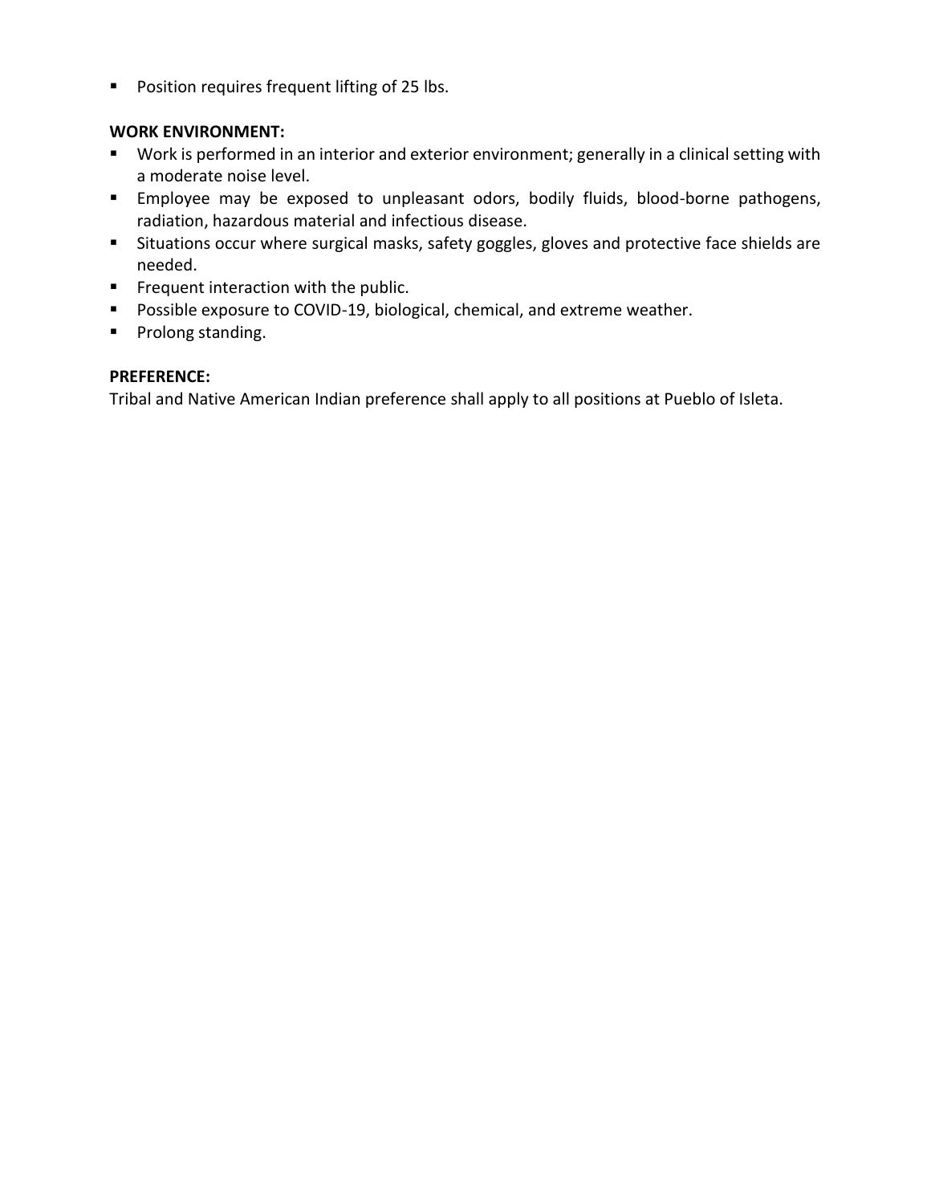- Position requires frequent lifting of 25 lbs.

**WORK ENVIRONMENT:**

- Work is performed in an interior and exterior environment; generally in a clinical setting with a moderate noise level.
- Employee may be exposed to unpleasant odors, bodily fluids, blood-borne pathogens, radiation, hazardous material and infectious disease.
- Situations occur where surgical masks, safety goggles, gloves and protective face shields are needed.
- Frequent interaction with the public.
- Possible exposure to COVID-19, biological, chemical, and extreme weather.
- Prolong standing.

**PREFERENCE:**

Tribal and Native American Indian preference shall apply to all positions at Pueblo of Isleta.